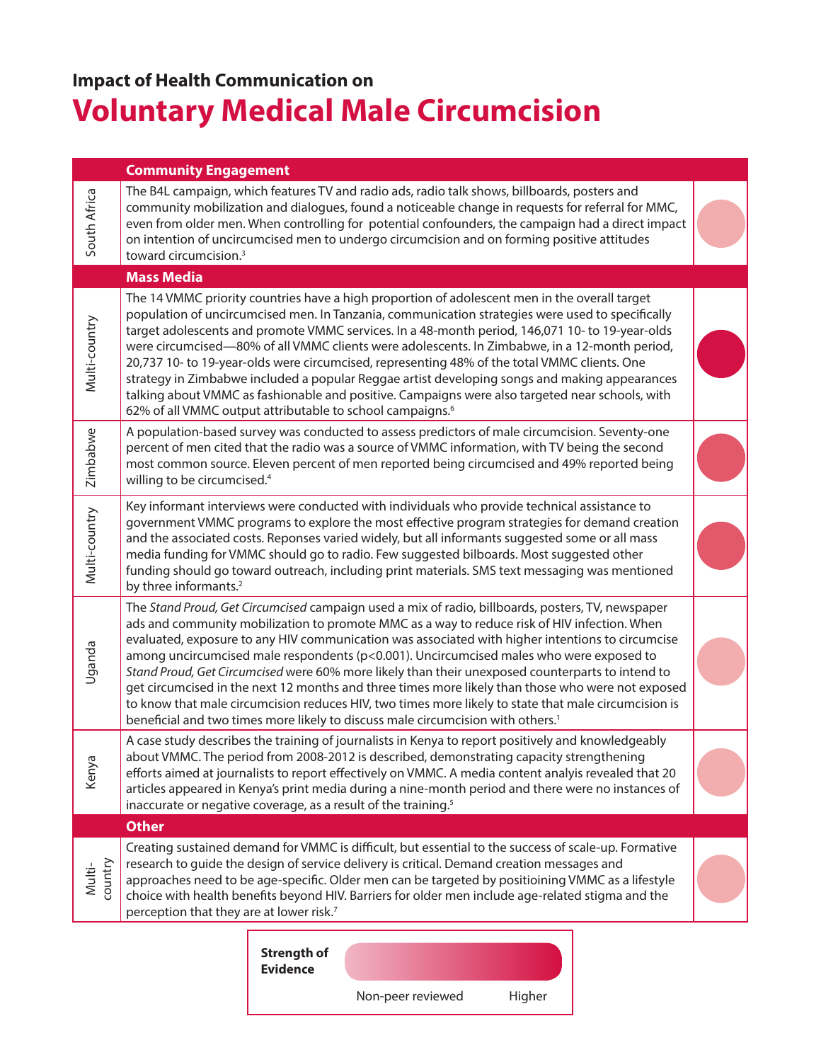### Impact of Health Communication on

# Voluntary Medical Male Circumcision

| Country | Description |
| --- | --- |
| **Community Engagement** | |
| South Africa | The B4L campaign, which features TV and radio ads, radio talk shows, billboards, posters and community mobilization and dialogues, found a noticeable change in requests for referral for MMC, even from older men. When controlling for potential confounders, the campaign had a direct impact on intention of uncircumcised men to undergo circumcision and on forming positive attitudes toward circumcision.[3] |
| **Mass Media** | |
| Multi-country | The 14 VMMC priority countries have a high proportion of adolescent men in the overall target population of uncircumcised men. In Tanzania, communication strategies were used to specifically target adolescents and promote VMMC services. In a 48-month period, 146,071 10- to 19-year-olds were circumcised—80% of all VMMC clients were adolescents. In Zimbabwe, in a 12-month period, 20,737 10- to 19-year-olds were circumcised, representing 48% of the total VMMC clients. One strategy in Zimbabwe included a popular Reggae artist developing songs and making appearances talking about VMMC as fashionable and positive. Campaigns were also targeted near schools, with 62% of all VMMC output attributable to school campaigns.[6] |
| Zimbabwe | A population-based survey was conducted to assess predictors of male circumcision. Seventy-one percent of men cited that the radio was a source of VMMC information, with TV being the second most common source. Eleven percent of men reported being circumcised and 49% reported being willing to be circumcised.[4] |
| Multi-country | Key informant interviews were conducted with individuals who provide technical assistance to government VMMC programs to explore the most effective program strategies for demand creation and the associated costs. Reponses varied widely, but all informants suggested some or all mass media funding for VMMC should go to radio. Few suggested bilboards. Most suggested other funding should go toward outreach, including print materials. SMS text messaging was mentioned by three informants.[2] |
| Uganda | The *Stand Proud, Get Circumcised* campaign used a mix of radio, billboards, posters, TV, newspaper ads and community mobilization to promote MMC as a way to reduce risk of HIV infection. When evaluated, exposure to any HIV communication was associated with higher intentions to circumcise among uncircumcised male respondents ($p<0.001$). Uncircumcised males who were exposed to *Stand Proud, Get Circumcised* were 60% more likely than their unexposed counterparts to intend to get circumcised in the next 12 months and three times more likely than those who were not exposed to know that male circumcision reduces HIV, two times more likely to state that male circumcision is beneficial and two times more likely to discuss male circumcision with others.[1] |
| Kenya | A case study describes the training of journalists in Kenya to report positively and knowledgeably about VMMC. The period from 2008-2012 is described, demonstrating capacity strengthening efforts aimed at journalists to report effectively on VMMC. A media content analyis revealed that 20 articles appeared in Kenya's print media during a nine-month period and there were no instances of inaccurate or negative coverage, as a result of the training.[5] |
| **Other** | |
| Multi-country | Creating sustained demand for VMMC is difficult, but essential to the success of scale-up. Formative research to guide the design of service delivery is critical. Demand creation messages and approaches need to be age-specific. Older men can be targeted by positioining VMMC as a lifestyle choice with health benefits beyond HIV. Barriers for older men include age-related stigma and the perception that they are at lower risk.[7] |

**Strength of Evidence**: Non-peer reviewed → Higher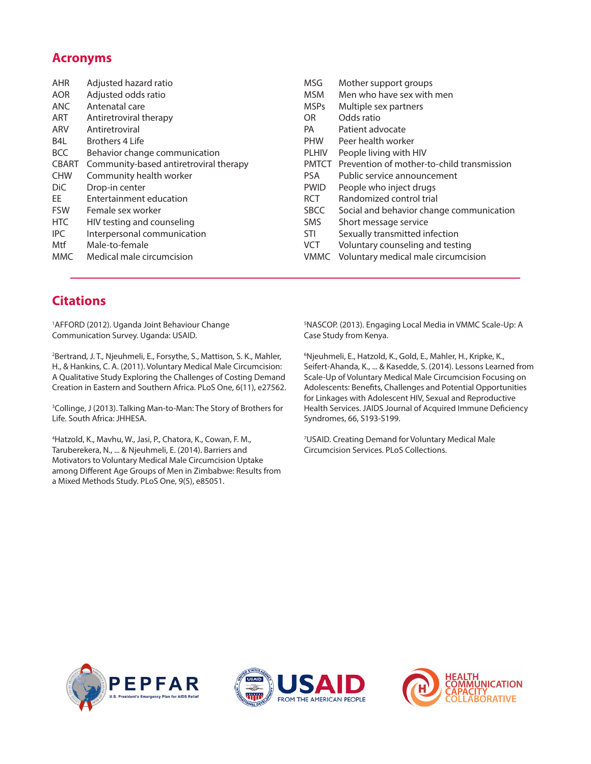## Acronyms

| | |
|---|---|
| AHR | Adjusted hazard ratio |
| AOR | Adjusted odds ratio |
| ANC | Antenatal care |
| ART | Antiretroviral therapy |
| ARV | Antiretroviral |
| B4L | Brothers 4 Life |
| BCC | Behavior change communication |
| CBART | Community-based antiretroviral therapy |
| CHW | Community health worker |
| DiC | Drop-in center |
| EE | Entertainment education |
| FSW | Female sex worker |
| HTC | HIV testing and counseling |
| IPC | Interpersonal communication |
| Mtf | Male-to-female |
| MMC | Medical male circumcision |
| MSG | Mother support groups |
| MSM | Men who have sex with men |
| MSPs | Multiple sex partners |
| OR | Odds ratio |
| PA | Patient advocate |
| PHW | Peer health worker |
| PLHIV | People living with HIV |
| PMTCT | Prevention of mother-to-child transmission |
| PSA | Public service announcement |
| PWID | People who inject drugs |
| RCT | Randomized control trial |
| SBCC | Social and behavior change communication |
| SMS | Short message service |
| STI | Sexually transmitted infection |
| VCT | Voluntary counseling and testing |
| VMMC | Voluntary medical male circumcision |

## Citations

[1]AFFORD (2012). Uganda Joint Behaviour Change Communication Survey. Uganda: USAID.

[2]Bertrand, J. T., Njeuhmeli, E., Forsythe, S., Mattison, S. K., Mahler, H., & Hankins, C. A. (2011). Voluntary Medical Male Circumcision: A Qualitative Study Exploring the Challenges of Costing Demand Creation in Eastern and Southern Africa. PLoS One, 6(11), e27562.

[3]Collinge, J (2013). Talking Man-to-Man: The Story of Brothers for Life. South Africa: JHHESA.

[4]Hatzold, K., Mavhu, W., Jasi, P., Chatora, K., Cowan, F. M., Taruberekera, N., ... & Njeuhmeli, E. (2014). Barriers and Motivators to Voluntary Medical Male Circumcision Uptake among Different Age Groups of Men in Zimbabwe: Results from a Mixed Methods Study. PLoS One, 9(5), e85051.

[5]NASCOP. (2013). Engaging Local Media in VMMC Scale-Up: A Case Study from Kenya.

[6]Njeuhmeli, E., Hatzold, K., Gold, E., Mahler, H., Kripke, K., Seifert-Ahanda, K., ... & Kasedde, S. (2014). Lessons Learned from Scale-Up of Voluntary Medical Male Circumcision Focusing on Adolescents: Benefits, Challenges and Potential Opportunities for Linkages with Adolescent HIV, Sexual and Reproductive Health Services. JAIDS Journal of Acquired Immune Deficiency Syndromes, 66, S193-S199.

[7]USAID. Creating Demand for Voluntary Medical Male Circumcision Services. PLoS Collections.

PEPFAR U.S. President's Emergency Plan for AIDS Relief

USAID FROM THE AMERICAN PEOPLE

HEALTH COMMUNICATION CAPACITY COLLABORATIVE